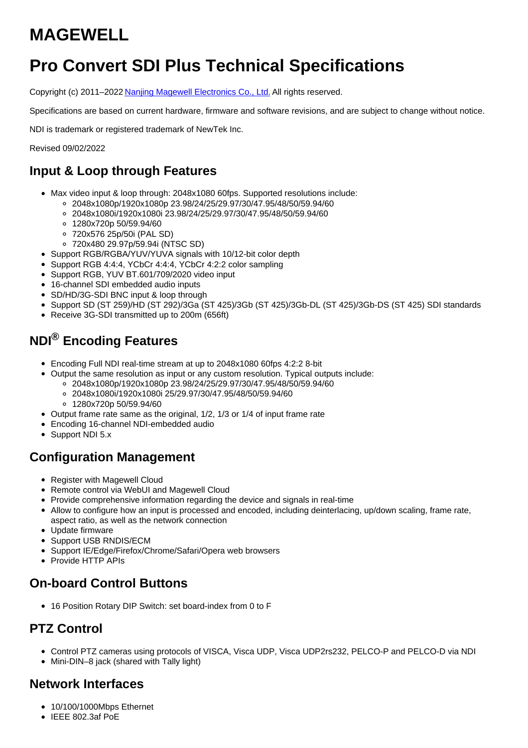# MAGEWELL

# Pro Convert SDI Plus Technical Specifications

Copyright (c) 2011–2022 [Nanjing Magewell Electronics Co., Ltd.](#) All rights reserved.

Specifications are based on current hardware, firmware and software revisions, and are subject to change without notice.

NDI is trademark or registered trademark of NewTek Inc.

Revised 09/02/2022

## Input & Loop through Features

- Max video input & loop through: 2048x1080 60fps. Supported resolutions include:
  - 2048x1080p/1920x1080p 23.98/24/25/29.97/30/47.95/48/50/59.94/60
  - 2048x1080i/1920x1080i 23.98/24/25/29.97/30/47.95/48/50/59.94/60
  - 1280x720p 50/59.94/60
  - 720x576 25p/50i (PAL SD)
  - 720x480 29.97p/59.94i (NTSC SD)
- Support RGB/RGBA/YUV/YUVA signals with 10/12-bit color depth
- Support RGB 4:4:4, YCbCr 4:4:4, YCbCr 4:2:2 color sampling
- Support RGB, YUV BT.601/709/2020 video input
- 16-channel SDI embedded audio inputs
- SD/HD/3G-SDI BNC input & loop through
- Support SD (ST 259)/HD (ST 292)/3Ga (ST 425)/3Gb (ST 425)/3Gb-DL (ST 425)/3Gb-DS (ST 425) SDI standards
- Receive 3G-SDI transmitted up to 200m (656ft)

## NDI® Encoding Features

- Encoding Full NDI real-time stream at up to 2048x1080 60fps 4:2:2 8-bit
- Output the same resolution as input or any custom resolution. Typical outputs include:
  - 2048x1080p/1920x1080p 23.98/24/25/29.97/30/47.95/48/50/59.94/60
  - 2048x1080i/1920x1080i 25/29.97/30/47.95/48/50/59.94/60
  - 1280x720p 50/59.94/60
- Output frame rate same as the original, 1/2, 1/3 or 1/4 of input frame rate
- Encoding 16-channel NDI-embedded audio
- Support NDI 5.x

## Configuration Management

- Register with Magewell Cloud
- Remote control via WebUI and Magewell Cloud
- Provide comprehensive information regarding the device and signals in real-time
- Allow to configure how an input is processed and encoded, including deinterlacing, up/down scaling, frame rate, aspect ratio, as well as the network connection
- Update firmware
- Support USB RNDIS/ECM
- Support IE/Edge/Firefox/Chrome/Safari/Opera web browsers
- Provide HTTP APIs

## On-board Control Buttons

- 16 Position Rotary DIP Switch: set board-index from 0 to F

## PTZ Control

- Control PTZ cameras using protocols of VISCA, Visca UDP, Visca UDP2rs232, PELCO-P and PELCO-D via NDI
- Mini-DIN–8 jack (shared with Tally light)

## Network Interfaces

- 10/100/1000Mbps Ethernet
- IEEE 802.3af PoE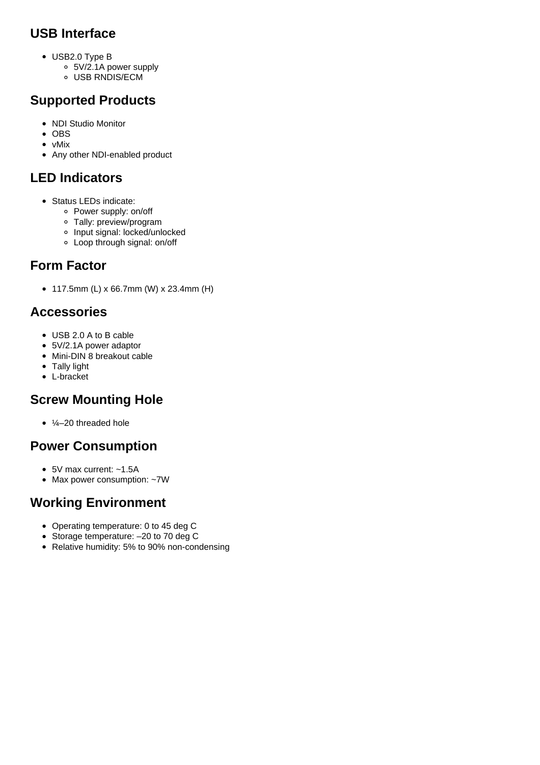## USB Interface

- USB2.0 Type B
  - 5V/2.1A power supply
  - USB RNDIS/ECM

## Supported Products

- NDI Studio Monitor
- OBS
- vMix
- Any other NDI-enabled product

## LED Indicators

- Status LEDs indicate:
  - Power supply: on/off
  - Tally: preview/program
  - Input signal: locked/unlocked
  - Loop through signal: on/off

## Form Factor

- 117.5mm (L) x 66.7mm (W) x 23.4mm (H)

## Accessories

- USB 2.0 A to B cable
- 5V/2.1A power adaptor
- Mini-DIN 8 breakout cable
- Tally light
- L-bracket

## Screw Mounting Hole

- ¼–20 threaded hole

## Power Consumption

- 5V max current: ~1.5A
- Max power consumption: ~7W

## Working Environment

- Operating temperature: 0 to 45 deg C
- Storage temperature: –20 to 70 deg C
- Relative humidity: 5% to 90% non-condensing